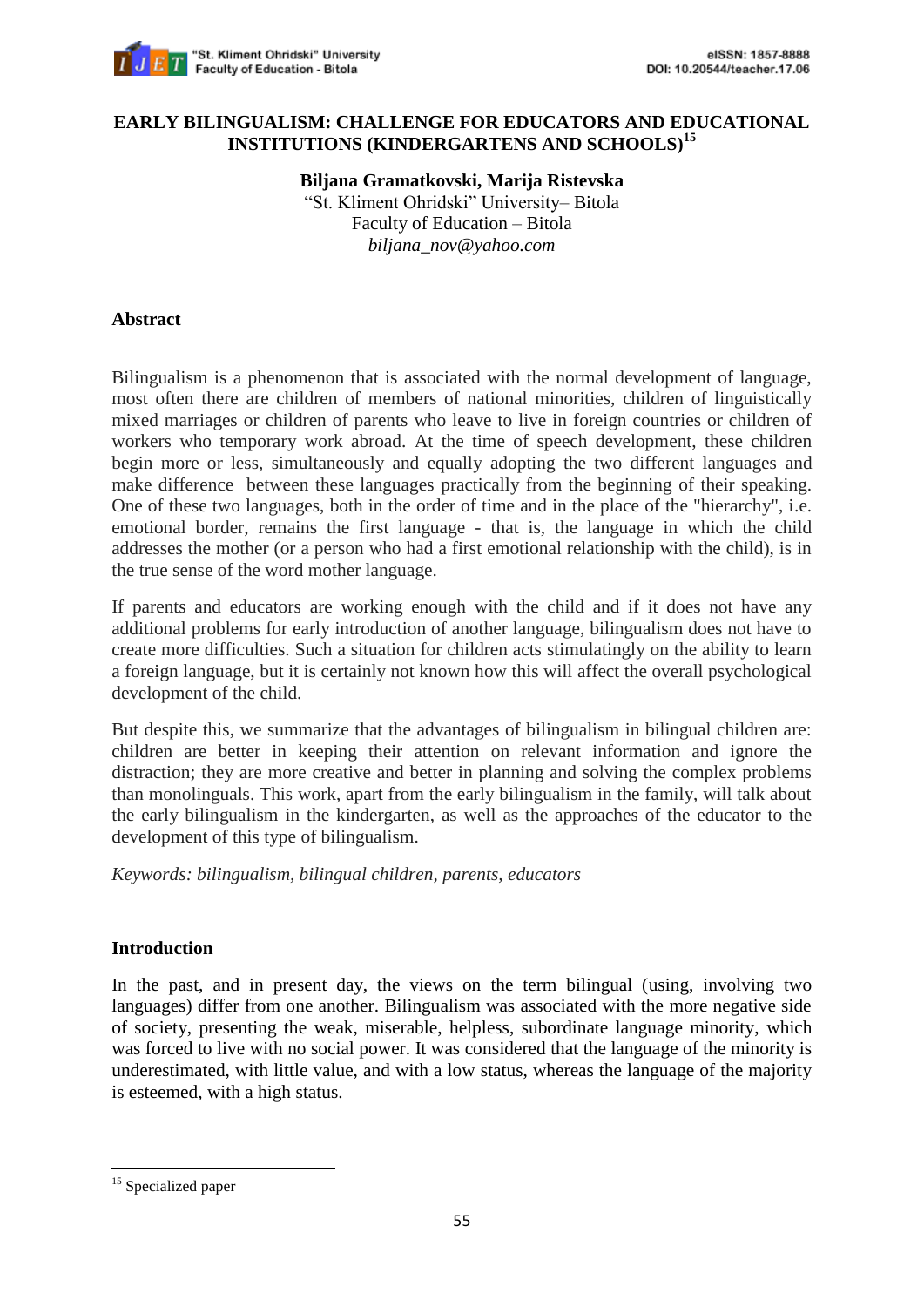# EARLY BILINGUALISM: CHALLENGE FOR EDUCATORS AND EDUCATIONAL INSTITUTIONS (KINDERGARTENS AND SCHOOLS)[15]

**Biljana Gramatkovski, Marija Ristevska**
"St. Kliment Ohridski" University– Bitola
Faculty of Education – Bitola
*biljana_nov@yahoo.com*

## Abstract

Bilingualism is a phenomenon that is associated with the normal development of language, most often there are children of members of national minorities, children of linguistically mixed marriages or children of parents who leave to live in foreign countries or children of workers who temporary work abroad. At the time of speech development, these children begin more or less, simultaneously and equally adopting the two different languages and make difference between these languages practically from the beginning of their speaking. One of these two languages, both in the order of time and in the place of the "hierarchy", i.e. emotional border, remains the first language - that is, the language in which the child addresses the mother (or a person who had a first emotional relationship with the child), is in the true sense of the word mother language.

If parents and educators are working enough with the child and if it does not have any additional problems for early introduction of another language, bilingualism does not have to create more difficulties. Such a situation for children acts stimulatingly on the ability to learn a foreign language, but it is certainly not known how this will affect the overall psychological development of the child.

But despite this, we summarize that the advantages of bilingualism in bilingual children are: children are better in keeping their attention on relevant information and ignore the distraction; they are more creative and better in planning and solving the complex problems than monolinguals. This work, apart from the early bilingualism in the family, will talk about the early bilingualism in the kindergarten, as well as the approaches of the educator to the development of this type of bilingualism.

*Keywords: bilingualism, bilingual children, parents, educators*

## Introduction

In the past, and in present day, the views on the term bilingual (using, involving two languages) differ from one another. Bilingualism was associated with the more negative side of society, presenting the weak, miserable, helpless, subordinate language minority, which was forced to live with no social power. It was considered that the language of the minority is underestimated, with little value, and with a low status, whereas the language of the majority is esteemed, with a high status.

---

[15] Specialized paper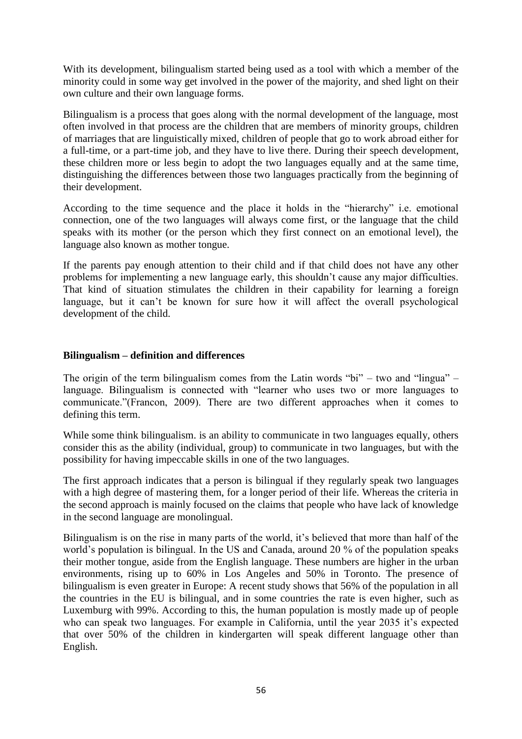With its development, bilingualism started being used as a tool with which a member of the minority could in some way get involved in the power of the majority, and shed light on their own culture and their own language forms.

Bilingualism is a process that goes along with the normal development of the language, most often involved in that process are the children that are members of minority groups, children of marriages that are linguistically mixed, children of people that go to work abroad either for a full-time, or a part-time job, and they have to live there. During their speech development, these children more or less begin to adopt the two languages equally and at the same time, distinguishing the differences between those two languages practically from the beginning of their development.

According to the time sequence and the place it holds in the "hierarchy" i.e. emotional connection, one of the two languages will always come first, or the language that the child speaks with its mother (or the person which they first connect on an emotional level), the language also known as mother tongue.

If the parents pay enough attention to their child and if that child does not have any other problems for implementing a new language early, this shouldn't cause any major difficulties. That kind of situation stimulates the children in their capability for learning a foreign language, but it can't be known for sure how it will affect the overall psychological development of the child.

**Bilingualism – definition and differences**

The origin of the term bilingualism comes from the Latin words "bi" – two and "lingua" – language. Bilingualism is connected with "learner who uses two or more languages to communicate."(Francon, 2009). There are two different approaches when it comes to defining this term.

While some think bilingualism. is an ability to communicate in two languages equally, others consider this as the ability (individual, group) to communicate in two languages, but with the possibility for having impeccable skills in one of the two languages.

The first approach indicates that a person is bilingual if they regularly speak two languages with a high degree of mastering them, for a longer period of their life. Whereas the criteria in the second approach is mainly focused on the claims that people who have lack of knowledge in the second language are monolingual.

Bilingualism is on the rise in many parts of the world, it's believed that more than half of the world's population is bilingual. In the US and Canada, around 20 % of the population speaks their mother tongue, aside from the English language. These numbers are higher in the urban environments, rising up to 60% in Los Angeles and 50% in Toronto. The presence of bilingualism is even greater in Europe: A recent study shows that 56% of the population in all the countries in the EU is bilingual, and in some countries the rate is even higher, such as Luxemburg with 99%. According to this, the human population is mostly made up of people who can speak two languages. For example in California, until the year 2035 it's expected that over 50% of the children in kindergarten will speak different language other than English.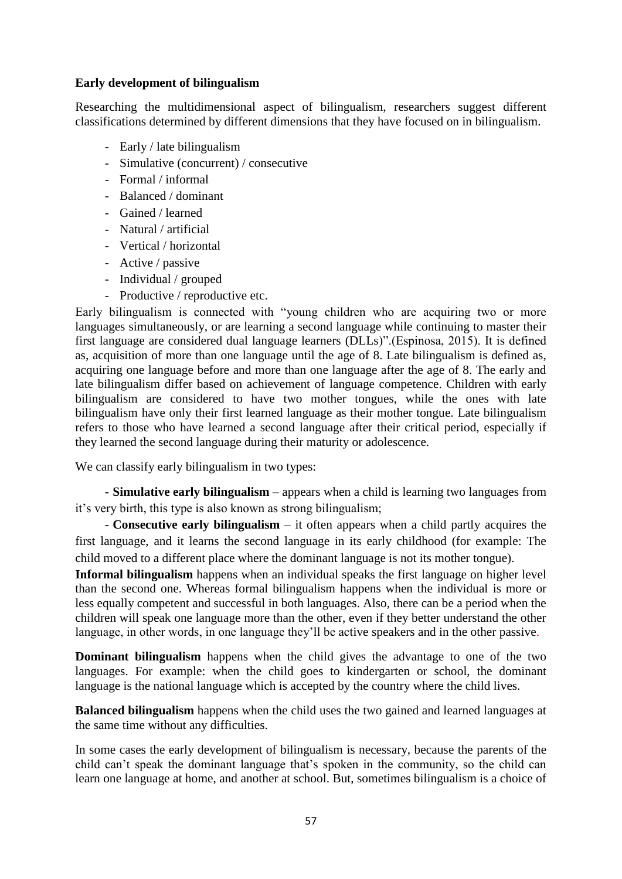**Early development of bilingualism**

Researching the multidimensional aspect of bilingualism, researchers suggest different classifications determined by different dimensions that they have focused on in bilingualism.

- Early / late bilingualism
- Simulative (concurrent) / consecutive
- Formal / informal
- Balanced / dominant
- Gained / learned
- Natural / artificial
- Vertical / horizontal
- Active / passive
- Individual / grouped
- Productive / reproductive etc.

Early bilingualism is connected with "young children who are acquiring two or more languages simultaneously, or are learning a second language while continuing to master their first language are considered dual language learners (DLLs)".(Espinosa, 2015). It is defined as, acquisition of more than one language until the age of 8. Late bilingualism is defined as, acquiring one language before and more than one language after the age of 8. The early and late bilingualism differ based on achievement of language competence. Children with early bilingualism are considered to have two mother tongues, while the ones with late bilingualism have only their first learned language as their mother tongue. Late bilingualism refers to those who have learned a second language after their critical period, especially if they learned the second language during their maturity or adolescence.

We can classify early bilingualism in two types:

- **Simulative early bilingualism** – appears when a child is learning two languages from it's very birth, this type is also known as strong bilingualism;

- **Consecutive early bilingualism** – it often appears when a child partly acquires the first language, and it learns the second language in its early childhood (for example: The child moved to a different place where the dominant language is not its mother tongue).

**Informal bilingualism** happens when an individual speaks the first language on higher level than the second one. Whereas formal bilingualism happens when the individual is more or less equally competent and successful in both languages. Also, there can be a period when the children will speak one language more than the other, even if they better understand the other language, in other words, in one language they'll be active speakers and in the other passive.

**Dominant bilingualism** happens when the child gives the advantage to one of the two languages. For example: when the child goes to kindergarten or school, the dominant language is the national language which is accepted by the country where the child lives.

**Balanced bilingualism** happens when the child uses the two gained and learned languages at the same time without any difficulties.

In some cases the early development of bilingualism is necessary, because the parents of the child can't speak the dominant language that's spoken in the community, so the child can learn one language at home, and another at school. But, sometimes bilingualism is a choice of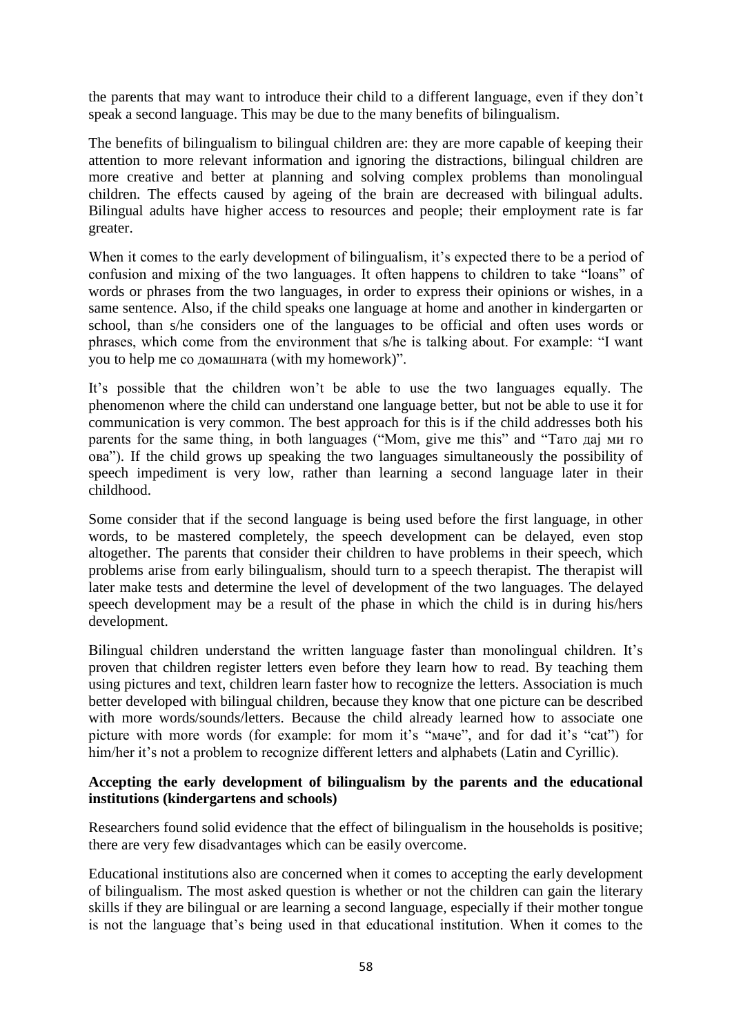the parents that may want to introduce their child to a different language, even if they don't speak a second language. This may be due to the many benefits of bilingualism.

The benefits of bilingualism to bilingual children are: they are more capable of keeping their attention to more relevant information and ignoring the distractions, bilingual children are more creative and better at planning and solving complex problems than monolingual children. The effects caused by ageing of the brain are decreased with bilingual adults. Bilingual adults have higher access to resources and people; their employment rate is far greater.

When it comes to the early development of bilingualism, it's expected there to be a period of confusion and mixing of the two languages. It often happens to children to take "loans" of words or phrases from the two languages, in order to express their opinions or wishes, in a same sentence. Also, if the child speaks one language at home and another in kindergarten or school, than s/he considers one of the languages to be official and often uses words or phrases, which come from the environment that s/he is talking about. For example: "I want you to help me со домашната (with my homework)".

It's possible that the children won't be able to use the two languages equally. The phenomenon where the child can understand one language better, but not be able to use it for communication is very common. The best approach for this is if the child addresses both his parents for the same thing, in both languages ("Mom, give me this" and "Тато дај ми го ова"). If the child grows up speaking the two languages simultaneously the possibility of speech impediment is very low, rather than learning a second language later in their childhood.

Some consider that if the second language is being used before the first language, in other words, to be mastered completely, the speech development can be delayed, even stop altogether. The parents that consider their children to have problems in their speech, which problems arise from early bilingualism, should turn to a speech therapist. The therapist will later make tests and determine the level of development of the two languages. The delayed speech development may be a result of the phase in which the child is in during his/hers development.

Bilingual children understand the written language faster than monolingual children. It's proven that children register letters even before they learn how to read. By teaching them using pictures and text, children learn faster how to recognize the letters. Association is much better developed with bilingual children, because they know that one picture can be described with more words/sounds/letters. Because the child already learned how to associate one picture with more words (for example: for mom it's "маче", and for dad it's "cat") for him/her it's not a problem to recognize different letters and alphabets (Latin and Cyrillic).

**Accepting the early development of bilingualism by the parents and the educational institutions (kindergartens and schools)**

Researchers found solid evidence that the effect of bilingualism in the households is positive; there are very few disadvantages which can be easily overcome.

Educational institutions also are concerned when it comes to accepting the early development of bilingualism. The most asked question is whether or not the children can gain the literary skills if they are bilingual or are learning a second language, especially if their mother tongue is not the language that's being used in that educational institution. When it comes to the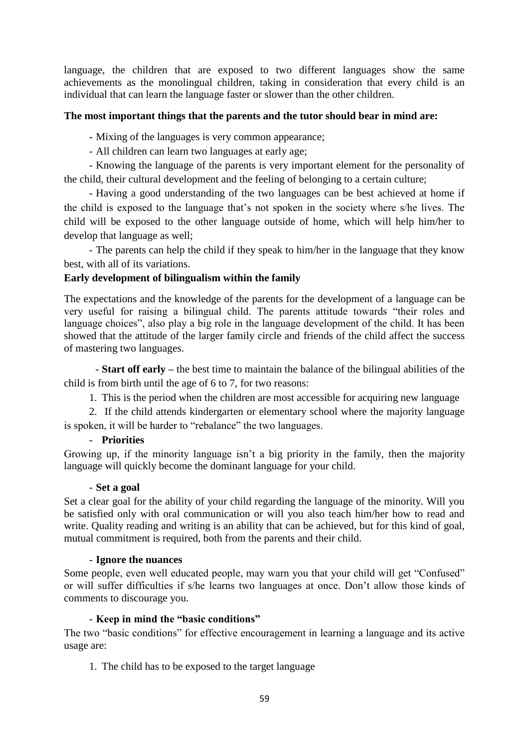language, the children that are exposed to two different languages show the same achievements as the monolingual children, taking in consideration that every child is an individual that can learn the language faster or slower than the other children.

**The most important things that the parents and the tutor should bear in mind are:**

- Mixing of the languages is very common appearance;
- All children can learn two languages at early age;
- Knowing the language of the parents is very important element for the personality of the child, their cultural development and the feeling of belonging to a certain culture;
- Having a good understanding of the two languages can be best achieved at home if the child is exposed to the language that's not spoken in the society where s/he lives. The child will be exposed to the other language outside of home, which will help him/her to develop that language as well;
- The parents can help the child if they speak to him/her in the language that they know best, with all of its variations.

**Early development of bilingualism within the family**

The expectations and the knowledge of the parents for the development of a language can be very useful for raising a bilingual child. The parents attitude towards "their roles and language choices", also play a big role in the language development of the child. It has been showed that the attitude of the larger family circle and friends of the child affect the success of mastering two languages.

- **Start off early –** the best time to maintain the balance of the bilingual abilities of the child is from birth until the age of 6 to 7, for two reasons:

1. This is the period when the children are most accessible for acquiring new language
2. If the child attends kindergarten or elementary school where the majority language is spoken, it will be harder to "rebalance" the two languages.

- **Priorities**

Growing up, if the minority language isn't a big priority in the family, then the majority language will quickly become the dominant language for your child.

- **Set a goal**

Set a clear goal for the ability of your child regarding the language of the minority. Will you be satisfied only with oral communication or will you also teach him/her how to read and write. Quality reading and writing is an ability that can be achieved, but for this kind of goal, mutual commitment is required, both from the parents and their child.

- **Ignore the nuances**

Some people, even well educated people, may warn you that your child will get "Confused" or will suffer difficulties if s/he learns two languages at once. Don't allow those kinds of comments to discourage you.

- **Keep in mind the "basic conditions"**

The two "basic conditions" for effective encouragement in learning a language and its active usage are:

1. The child has to be exposed to the target language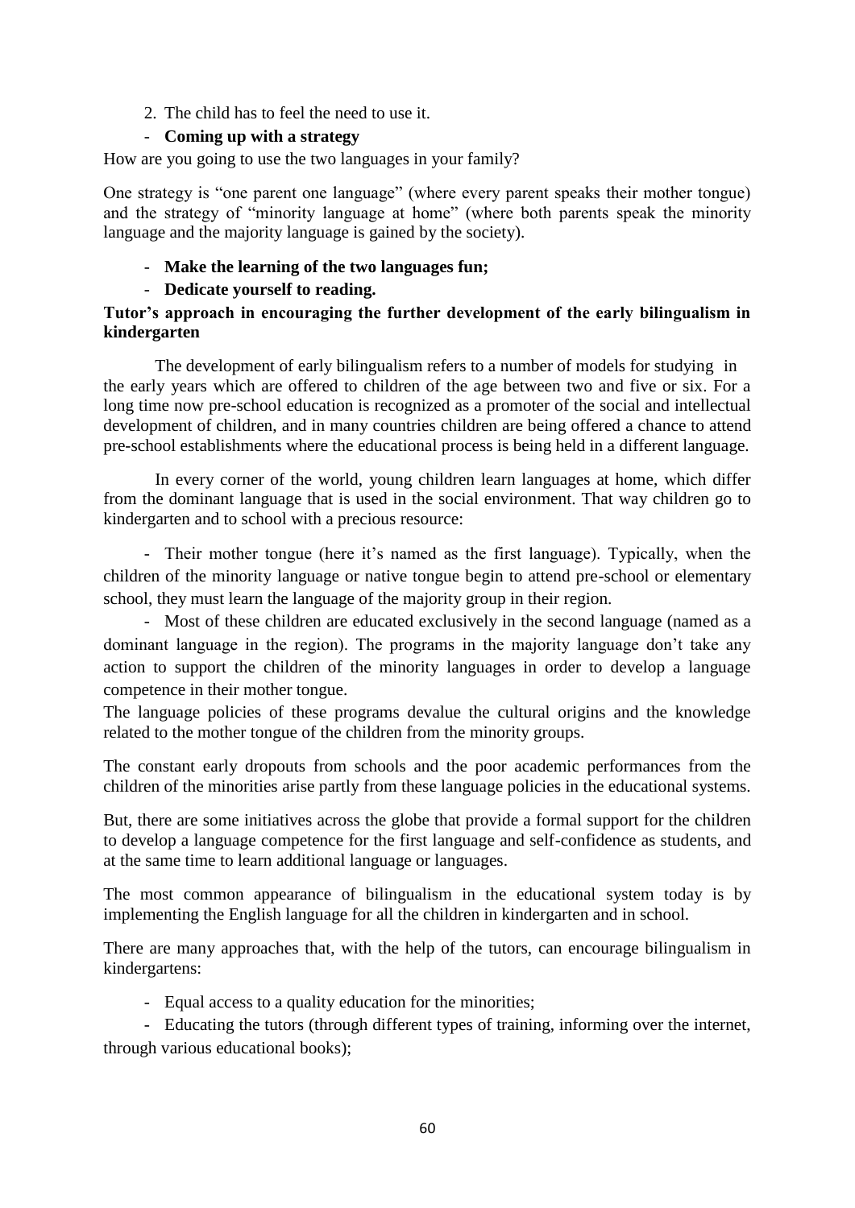2. The child has to feel the need to use it.

- **Coming up with a strategy**

How are you going to use the two languages in your family?

One strategy is "one parent one language" (where every parent speaks their mother tongue) and the strategy of "minority language at home" (where both parents speak the minority language and the majority language is gained by the society).

- **Make the learning of the two languages fun;**
- **Dedicate yourself to reading.**

**Tutor's approach in encouraging the further development of the early bilingualism in kindergarten**

The development of early bilingualism refers to a number of models for studying in the early years which are offered to children of the age between two and five or six. For a long time now pre-school education is recognized as a promoter of the social and intellectual development of children, and in many countries children are being offered a chance to attend pre-school establishments where the educational process is being held in a different language.

In every corner of the world, young children learn languages at home, which differ from the dominant language that is used in the social environment. That way children go to kindergarten and to school with a precious resource:

- Their mother tongue (here it's named as the first language). Typically, when the children of the minority language or native tongue begin to attend pre-school or elementary school, they must learn the language of the majority group in their region.
- Most of these children are educated exclusively in the second language (named as a dominant language in the region). The programs in the majority language don't take any action to support the children of the minority languages in order to develop a language competence in their mother tongue.

The language policies of these programs devalue the cultural origins and the knowledge related to the mother tongue of the children from the minority groups.

The constant early dropouts from schools and the poor academic performances from the children of the minorities arise partly from these language policies in the educational systems.

But, there are some initiatives across the globe that provide a formal support for the children to develop a language competence for the first language and self-confidence as students, and at the same time to learn additional language or languages.

The most common appearance of bilingualism in the educational system today is by implementing the English language for all the children in kindergarten and in school.

There are many approaches that, with the help of the tutors, can encourage bilingualism in kindergartens:

- Equal access to a quality education for the minorities;
- Educating the tutors (through different types of training, informing over the internet, through various educational books);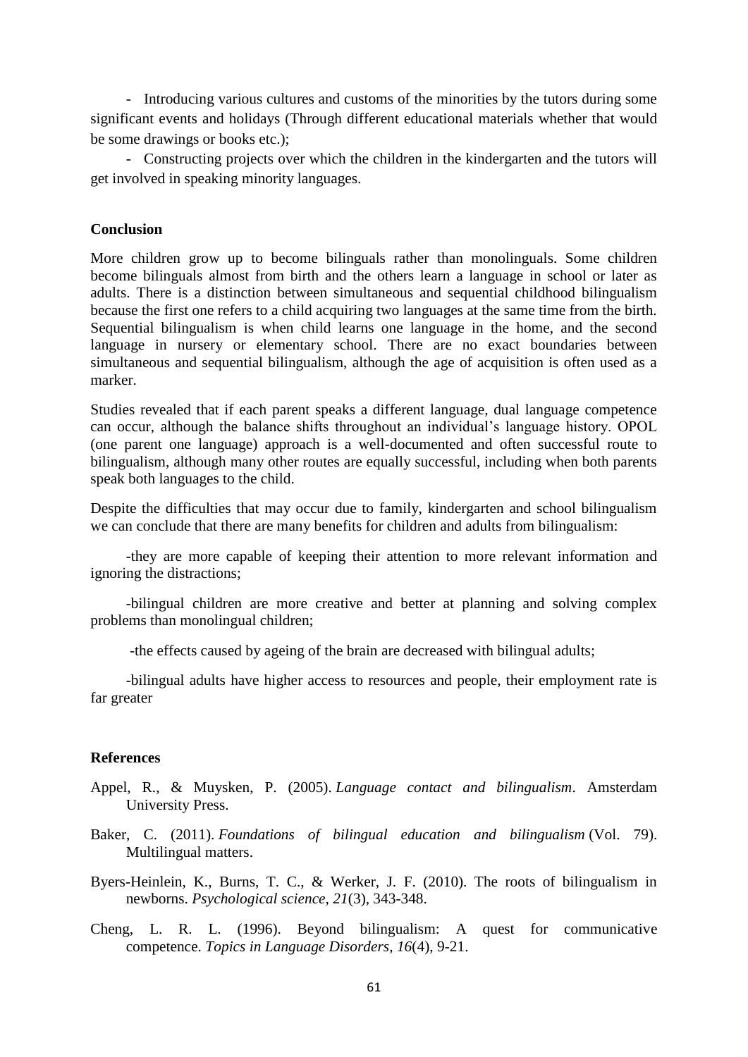- Introducing various cultures and customs of the minorities by the tutors during some significant events and holidays (Through different educational materials whether that would be some drawings or books etc.);

- Constructing projects over which the children in the kindergarten and the tutors will get involved in speaking minority languages.

## Conclusion

More children grow up to become bilinguals rather than monolinguals. Some children become bilinguals almost from birth and the others learn a language in school or later as adults. There is a distinction between simultaneous and sequential childhood bilingualism because the first one refers to a child acquiring two languages at the same time from the birth. Sequential bilingualism is when child learns one language in the home, and the second language in nursery or elementary school. There are no exact boundaries between simultaneous and sequential bilingualism, although the age of acquisition is often used as a marker.

Studies revealed that if each parent speaks a different language, dual language competence can occur, although the balance shifts throughout an individual's language history. OPOL (one parent one language) approach is a well-documented and often successful route to bilingualism, although many other routes are equally successful, including when both parents speak both languages to the child.

Despite the difficulties that may occur due to family, kindergarten and school bilingualism we can conclude that there are many benefits for children and adults from bilingualism:

-they are more capable of keeping their attention to more relevant information and ignoring the distractions;

-bilingual children are more creative and better at planning and solving complex problems than monolingual children;

-the effects caused by ageing of the brain are decreased with bilingual adults;

-bilingual adults have higher access to resources and people, their employment rate is far greater

## References

Appel, R., & Muysken, P. (2005). *Language contact and bilingualism*. Amsterdam University Press.

Baker, C. (2011). *Foundations of bilingual education and bilingualism* (Vol. 79). Multilingual matters.

Byers-Heinlein, K., Burns, T. C., & Werker, J. F. (2010). The roots of bilingualism in newborns. *Psychological science*, *21*(3), 343-348.

Cheng, L. R. L. (1996). Beyond bilingualism: A quest for communicative competence. *Topics in Language Disorders*, *16*(4), 9-21.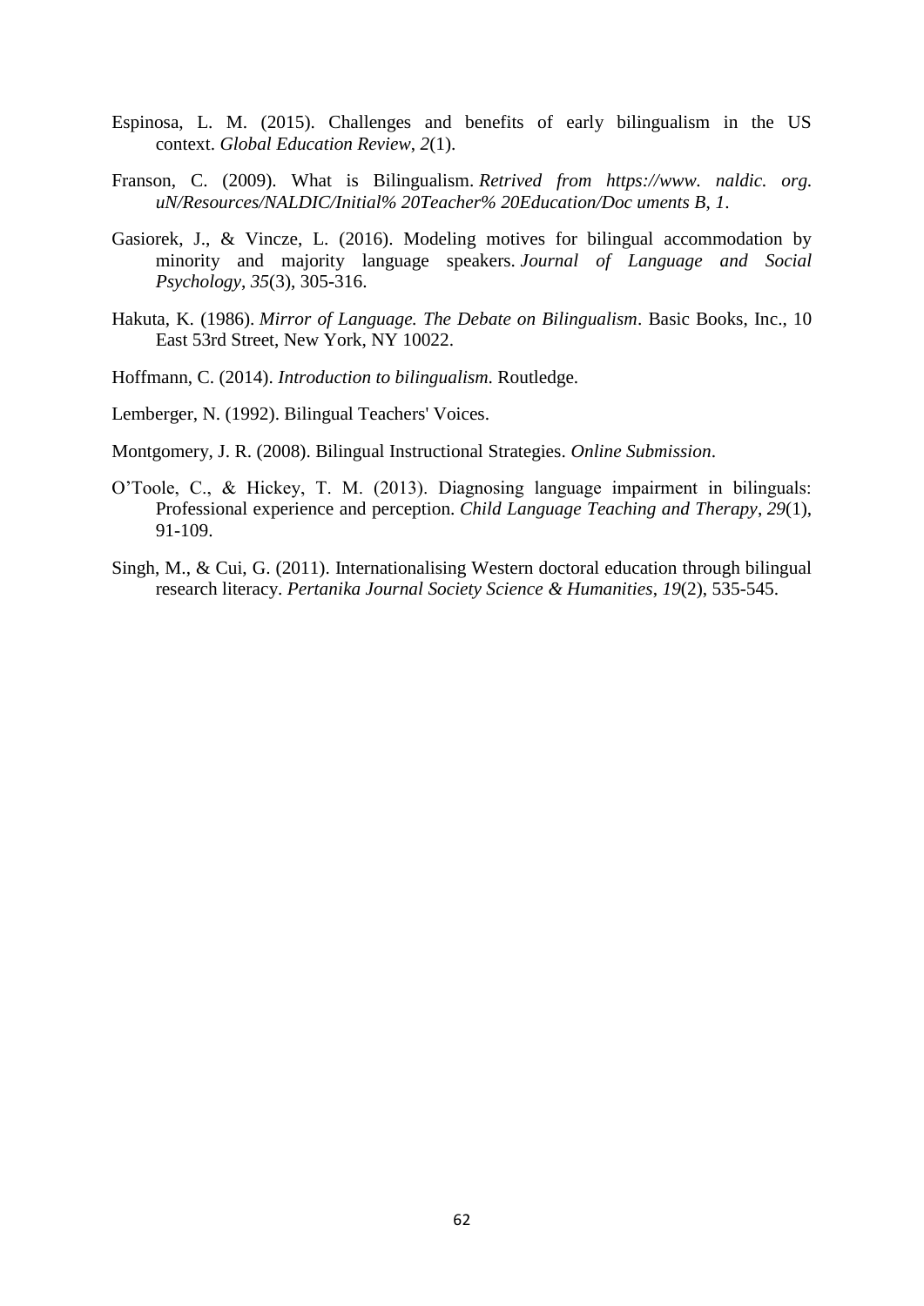Espinosa, L. M. (2015). Challenges and benefits of early bilingualism in the US context. *Global Education Review*, *2*(1).

Franson, C. (2009). What is Bilingualism. *Retrived from https://www. naldic. org. uN/Resources/NALDIC/Initial% 20Teacher% 20Education/Doc uments B*, *1*.

Gasiorek, J., & Vincze, L. (2016). Modeling motives for bilingual accommodation by minority and majority language speakers. *Journal of Language and Social Psychology*, *35*(3), 305-316.

Hakuta, K. (1986). *Mirror of Language. The Debate on Bilingualism*. Basic Books, Inc., 10 East 53rd Street, New York, NY 10022.

Hoffmann, C. (2014). *Introduction to bilingualism*. Routledge.

Lemberger, N. (1992). Bilingual Teachers' Voices.

Montgomery, J. R. (2008). Bilingual Instructional Strategies. *Online Submission*.

O'Toole, C., & Hickey, T. M. (2013). Diagnosing language impairment in bilinguals: Professional experience and perception. *Child Language Teaching and Therapy*, *29*(1), 91-109.

Singh, M., & Cui, G. (2011). Internationalising Western doctoral education through bilingual research literacy. *Pertanika Journal Society Science & Humanities*, *19*(2), 535-545.